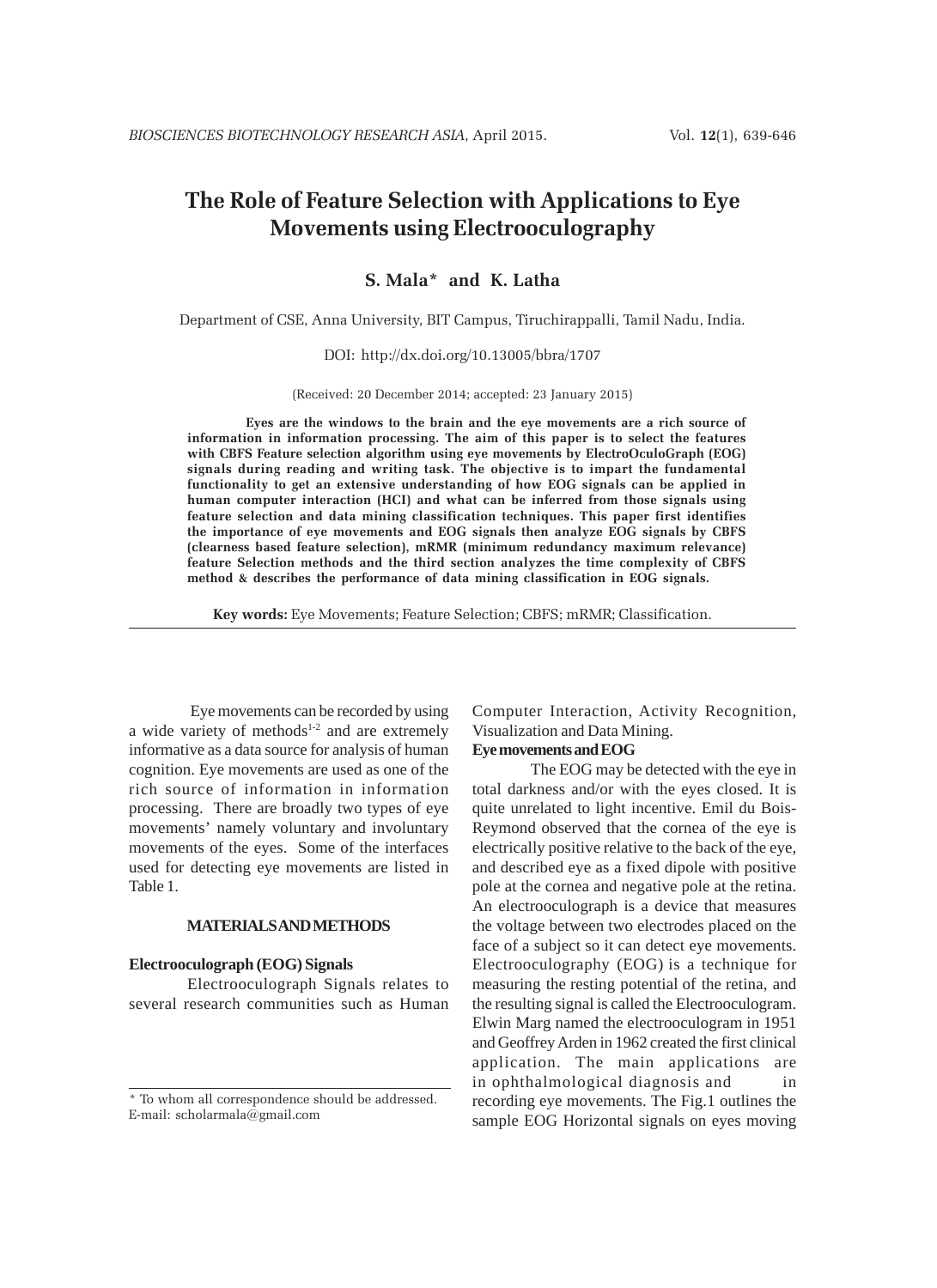# The Role of Feature Selection with Applications to Eye Movements using Electrooculography

**S. Mala\* and K. Latha**

Department of CSE, Anna University, BIT Campus, Tiruchirappalli, Tamil Nadu, India.

DOI: http://dx.doi.org/10.13005/bbra/1707

(Received: 20 December 2014; accepted: 23 January 2015)

**Eyes are the windows to the brain and the eye movements are a rich source of information in information processing. The aim of this paper is to select the features with CBFS Feature selection algorithm using eye movements by ElectroOculoGraph (EOG) signals during reading and writing task. The objective is to impart the fundamental functionality to get an extensive understanding of how EOG signals can be applied in human computer interaction (HCI) and what can be inferred from those signals using feature selection and data mining classification techniques. This paper first identifies the importance of eye movements and EOG signals then analyze EOG signals by CBFS (clearness based feature selection), mRMR (minimum redundancy maximum relevance) feature Selection methods and the third section analyzes the time complexity of CBFS method & describes the performance of data mining classification in EOG signals.**

**Key words:** Eye Movements; Feature Selection; CBFS; mRMR; Classification.

Eye movements can be recorded by using a wide variety of methods[1-2] and are extremely informative as a data source for analysis of human cognition. Eye movements are used as one of the rich source of information in information processing. There are broadly two types of eye movements' namely voluntary and involuntary movements of the eyes. Some of the interfaces used for detecting eye movements are listed in Table 1.

## MATERIALS AND METHODS

### Electrooculograph (EOG) Signals

Electrooculograph Signals relates to several research communities such as Human Computer Interaction, Activity Recognition, Visualization and Data Mining.

### Eye movements and EOG

The EOG may be detected with the eye in total darkness and/or with the eyes closed. It is quite unrelated to light incentive. Emil du Bois-Reymond observed that the cornea of the eye is electrically positive relative to the back of the eye, and described eye as a fixed dipole with positive pole at the cornea and negative pole at the retina. An electrooculograph is a device that measures the voltage between two electrodes placed on the face of a subject so it can detect eye movements. Electrooculography (EOG) is a technique for measuring the resting potential of the retina, and the resulting signal is called the Electrooculogram. Elwin Marg named the electrooculogram in 1951 and Geoffrey Arden in 1962 created the first clinical application. The main applications are in ophthalmological diagnosis and in recording eye movements. The Fig.1 outlines the sample EOG Horizontal signals on eyes moving

\* To whom all correspondence should be addressed.
E-mail: scholarmala@gmail.com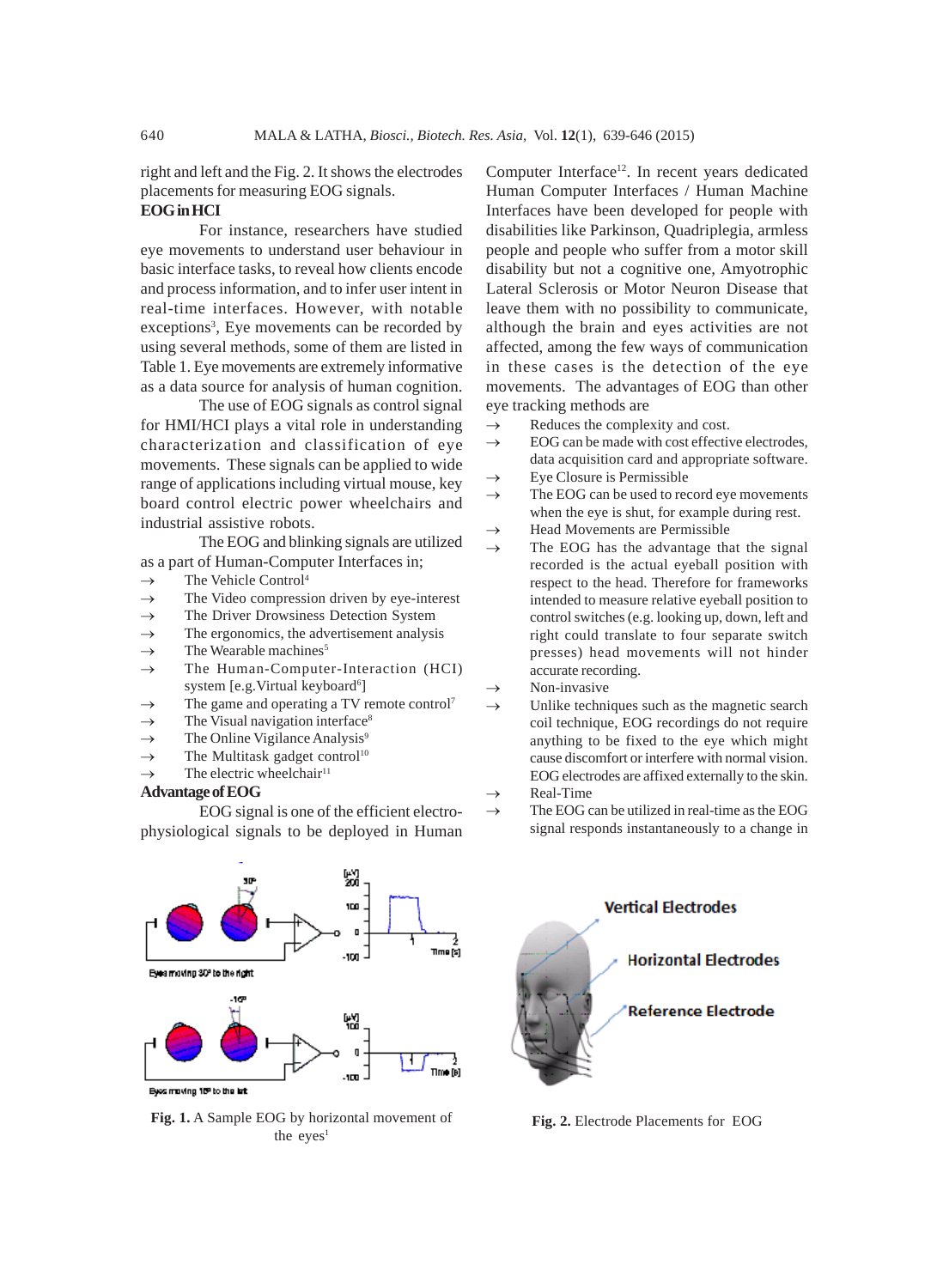right and left and the Fig. 2. It shows the electrodes placements for measuring EOG signals.

**EOG in HCI**

For instance, researchers have studied eye movements to understand user behaviour in basic interface tasks, to reveal how clients encode and process information, and to infer user intent in real-time interfaces. However, with notable exceptions[3], Eye movements can be recorded by using several methods, some of them are listed in Table 1. Eye movements are extremely informative as a data source for analysis of human cognition.

The use of EOG signals as control signal for HMI/HCI plays a vital role in understanding characterization and classification of eye movements. These signals can be applied to wide range of applications including virtual mouse, key board control electric power wheelchairs and industrial assistive robots.

The EOG and blinking signals are utilized as a part of Human-Computer Interfaces in;

→ The Vehicle Control[4]
→ The Video compression driven by eye-interest
→ The Driver Drowsiness Detection System
→ The ergonomics, the advertisement analysis
→ The Wearable machines[5]
→ The Human-Computer-Interaction (HCI) system [e.g.Virtual keyboard[6]]
→ The game and operating a TV remote control[7]
→ The Visual navigation interface[8]
→ The Online Vigilance Analysis[9]
→ The Multitask gadget control[10]
→ The electric wheelchair[11]

**Advantage of EOG**

EOG signal is one of the efficient electro-physiological signals to be deployed in Human Computer Interface[12]. In recent years dedicated Human Computer Interfaces / Human Machine Interfaces have been developed for people with disabilities like Parkinson, Quadriplegia, armless people and people who suffer from a motor skill disability but not a cognitive one, Amyotrophic Lateral Sclerosis or Motor Neuron Disease that leave them with no possibility to communicate, although the brain and eyes activities are not affected, among the few ways of communication in these cases is the detection of the eye movements. The advantages of EOG than other eye tracking methods are

→ Reduces the complexity and cost.
→ EOG can be made with cost effective electrodes, data acquisition card and appropriate software.
→ Eye Closure is Permissible
→ The EOG can be used to record eye movements when the eye is shut, for example during rest.
→ Head Movements are Permissible
→ The EOG has the advantage that the signal recorded is the actual eyeball position with respect to the head. Therefore for frameworks intended to measure relative eyeball position to control switches (e.g. looking up, down, left and right could translate to four separate switch presses) head movements will not hinder accurate recording.
→ Non-invasive
→ Unlike techniques such as the magnetic search coil technique, EOG recordings do not require anything to be fixed to the eye which might cause discomfort or interfere with normal vision. EOG electrodes are affixed externally to the skin.
→ Real-Time
→ The EOG can be utilized in real-time as the EOG signal responds instantaneously to a change in

**Fig. 1.** A Sample EOG by horizontal movement of the eyes[1]

**Fig. 2.** Electrode Placements for EOG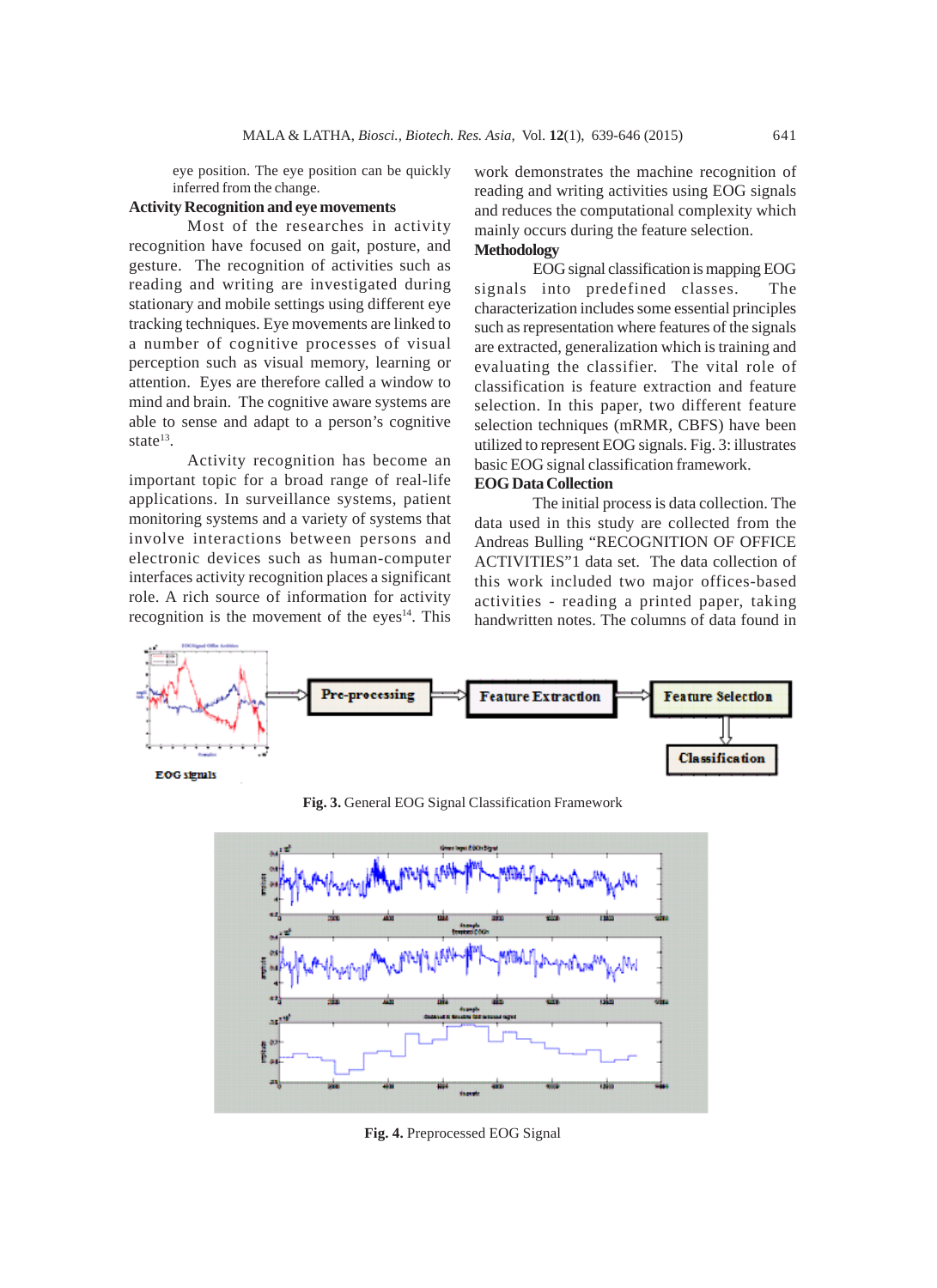eye position. The eye position can be quickly inferred from the change.

### Activity Recognition and eye movements

Most of the researches in activity recognition have focused on gait, posture, and gesture. The recognition of activities such as reading and writing are investigated during stationary and mobile settings using different eye tracking techniques. Eye movements are linked to a number of cognitive processes of visual perception such as visual memory, learning or attention. Eyes are therefore called a window to mind and brain. The cognitive aware systems are able to sense and adapt to a person's cognitive state[13].

Activity recognition has become an important topic for a broad range of real-life applications. In surveillance systems, patient monitoring systems and a variety of systems that involve interactions between persons and electronic devices such as human-computer interfaces activity recognition places a significant role. A rich source of information for activity recognition is the movement of the eyes[14]. This work demonstrates the machine recognition of reading and writing activities using EOG signals and reduces the computational complexity which mainly occurs during the feature selection.

### Methodology

EOG signal classification is mapping EOG signals into predefined classes. The characterization includes some essential principles such as representation where features of the signals are extracted, generalization which is training and evaluating the classifier. The vital role of classification is feature extraction and feature selection. In this paper, two different feature selection techniques (mRMR, CBFS) have been utilized to represent EOG signals. Fig. 3: illustrates basic EOG signal classification framework.

### EOG Data Collection

The initial process is data collection. The data used in this study are collected from the Andreas Bulling "RECOGNITION OF OFFICE ACTIVITIES"1 data set. The data collection of this work included two major offices-based activities - reading a printed paper, taking handwritten notes. The columns of data found in

**Fig. 3.** General EOG Signal Classification Framework

**Fig. 4.** Preprocessed EOG Signal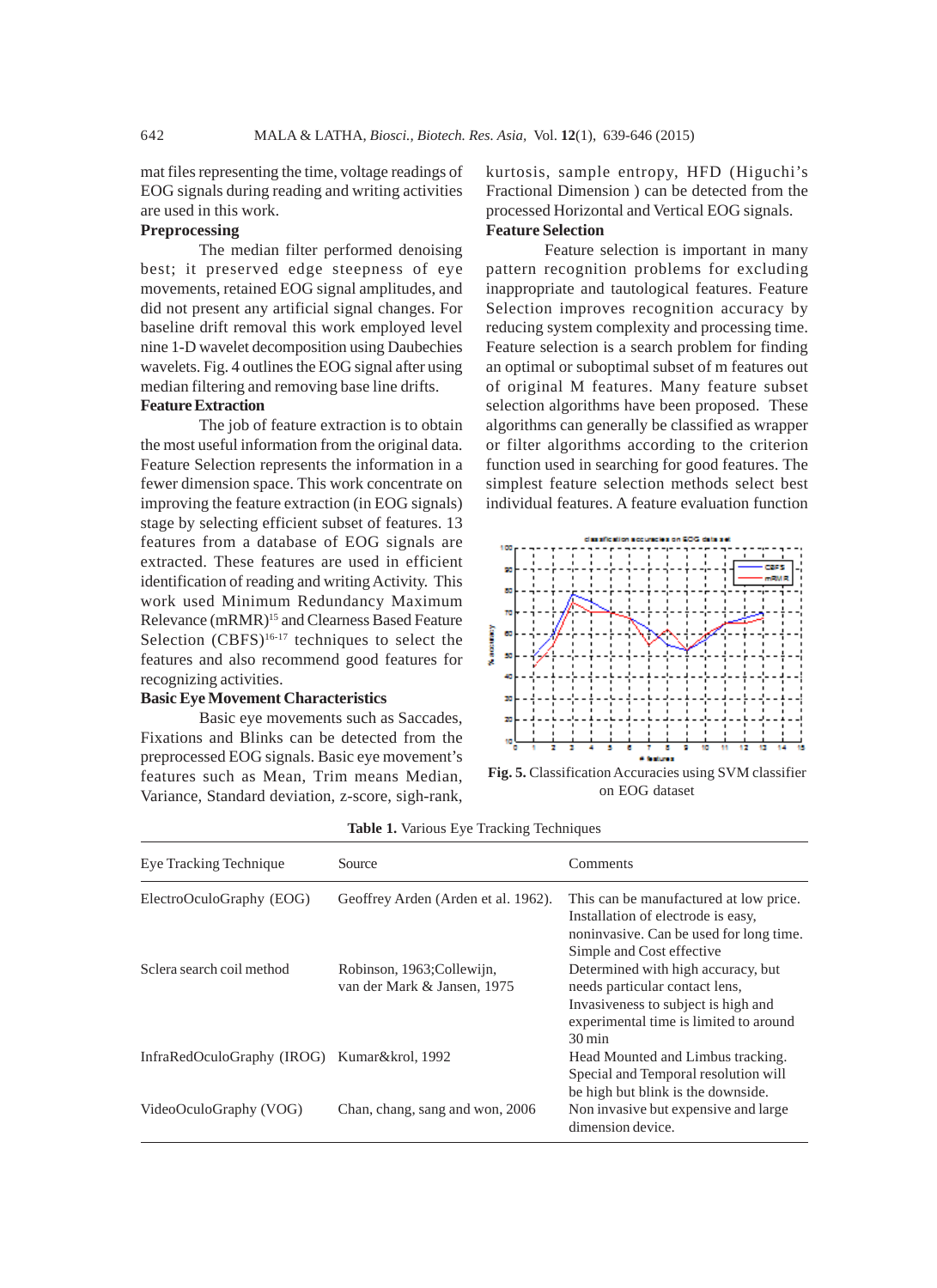mat files representing the time, voltage readings of EOG signals during reading and writing activities are used in this work.

**Preprocessing**

The median filter performed denoising best; it preserved edge steepness of eye movements, retained EOG signal amplitudes, and did not present any artificial signal changes. For baseline drift removal this work employed level nine 1-D wavelet decomposition using Daubechies wavelets. Fig. 4 outlines the EOG signal after using median filtering and removing base line drifts.

**Feature Extraction**

The job of feature extraction is to obtain the most useful information from the original data. Feature Selection represents the information in a fewer dimension space. This work concentrate on improving the feature extraction (in EOG signals) stage by selecting efficient subset of features. 13 features from a database of EOG signals are extracted. These features are used in efficient identification of reading and writing Activity. This work used Minimum Redundancy Maximum Relevance (mRMR)[15] and Clearness Based Feature Selection (CBFS)[16-17] techniques to select the features and also recommend good features for recognizing activities.

**Basic Eye Movement Characteristics**

Basic eye movements such as Saccades, Fixations and Blinks can be detected from the preprocessed EOG signals. Basic eye movement's features such as Mean, Trim means Median, Variance, Standard deviation, z-score, sigh-rank, kurtosis, sample entropy, HFD (Higuchi's Fractional Dimension ) can be detected from the processed Horizontal and Vertical EOG signals.

**Feature Selection**

Feature selection is important in many pattern recognition problems for excluding inappropriate and tautological features. Feature Selection improves recognition accuracy by reducing system complexity and processing time. Feature selection is a search problem for finding an optimal or suboptimal subset of m features out of original M features. Many feature subset selection algorithms have been proposed. These algorithms can generally be classified as wrapper or filter algorithms according to the criterion function used in searching for good features. The simplest feature selection methods select best individual features. A feature evaluation function

**Fig. 5.** Classification Accuracies using SVM classifier on EOG dataset

**Table 1.** Various Eye Tracking Techniques

| Eye Tracking Technique | Source | Comments |
|---|---|---|
| ElectroOculoGraphy (EOG) | Geoffrey Arden (Arden et al. 1962). | This can be manufactured at low price. Installation of electrode is easy, noninvasive. Can be used for long time. Simple and Cost effective |
| Sclera search coil method | Robinson, 1963;Collewijn, van der Mark & Jansen, 1975 | Determined with high accuracy, but needs particular contact lens, Invasiveness to subject is high and experimental time is limited to around 30 min |
| InfraRedOculoGraphy (IROG) | Kumar&krol, 1992 | Head Mounted and Limbus tracking. Special and Temporal resolution will be high but blink is the downside. |
| VideoOculoGraphy (VOG) | Chan, chang, sang and won, 2006 | Non invasive but expensive and large dimension device. |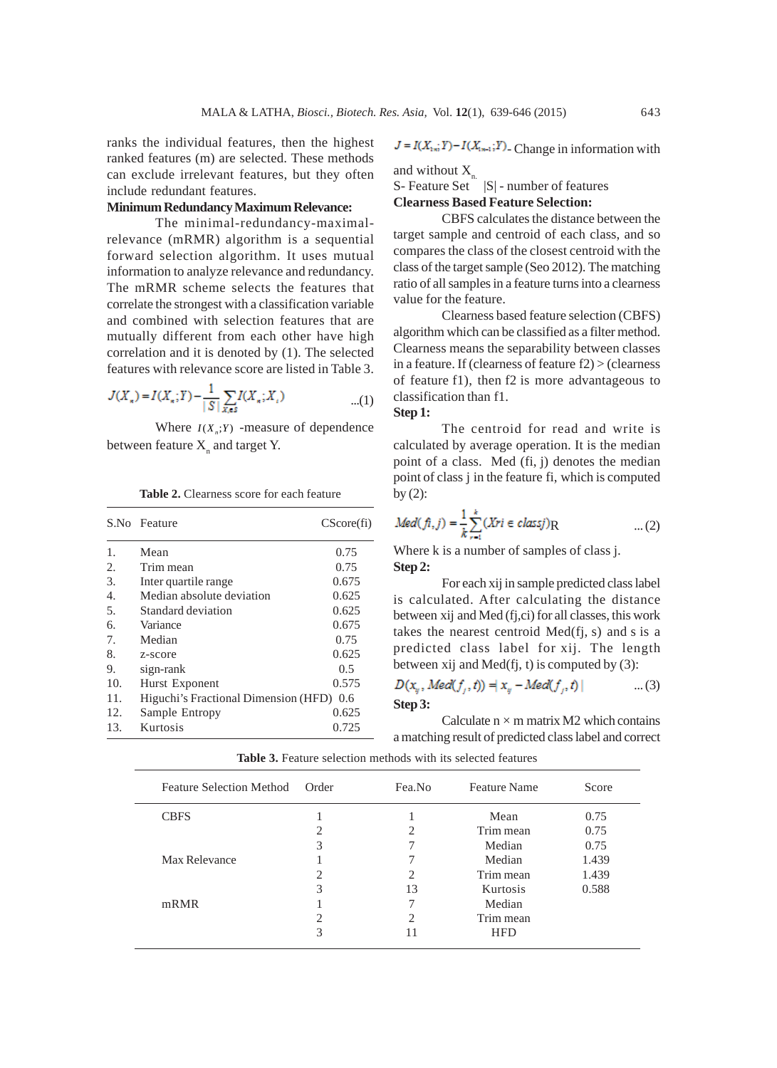ranks the individual features, then the highest ranked features (m) are selected. These methods can exclude irrelevant features, but they often include redundant features.

**Minimum Redundancy Maximum Relevance:**

The minimal-redundancy-maximal-relevance (mRMR) algorithm is a sequential forward selection algorithm. It uses mutual information to analyze relevance and redundancy. The mRMR scheme selects the features that correlate the strongest with a classification variable and combined with selection features that are mutually different from each other have high correlation and it is denoted by (1). The selected features with relevance score are listed in Table 3.

$$J(X_n) = I(X_n;Y) - \frac{1}{|S|}\sum_{X_i \in S} I(X_n;X_i) \qquad ...(1)$$

Where $I(X_n;Y)$ -measure of dependence between feature $X_n$ and target Y.

**Table 2.** Clearness score for each feature

| S.No | Feature | CScore(fi) |
|---|---|---|
| 1. | Mean | 0.75 |
| 2. | Trim mean | 0.75 |
| 3. | Inter quartile range | 0.675 |
| 4. | Median absolute deviation | 0.625 |
| 5. | Standard deviation | 0.625 |
| 6. | Variance | 0.675 |
| 7. | Median | 0.75 |
| 8. | z-score | 0.625 |
| 9. | sign-rank | 0.5 |
| 10. | Hurst Exponent | 0.575 |
| 11. | Higuchi's Fractional Dimension (HFD) | 0.6 |
| 12. | Sample Entropy | 0.625 |
| 13. | Kurtosis | 0.725 |

$J = I(X_{1:n};Y) - I(X_{n-1};Y)$ - Change in information with and without $X_n$.

S- Feature Set |S| - number of features

**Clearness Based Feature Selection:**

CBFS calculates the distance between the target sample and centroid of each class, and so compares the class of the closest centroid with the class of the target sample (Seo 2012). The matching ratio of all samples in a feature turns into a clearness value for the feature.

Clearness based feature selection (CBFS) algorithm which can be classified as a filter method. Clearness means the separability between classes in a feature. If (clearness of feature f2) > (clearness of feature f1), then f2 is more advantageous to classification than f1.

**Step 1:**

The centroid for read and write is calculated by average operation. It is the median point of a class. Med (fi, j) denotes the median point of class j in the feature fi, which is computed by (2):

$$Med(fi, j) = \frac{1}{k}\sum_{r=1}^{k}(Xri \in classj)_R \qquad ...(2)$$

Where k is a number of samples of class j.

**Step 2:**

For each xij in sample predicted class label is calculated. After calculating the distance between xij and Med (fj,ci) for all classes, this work takes the nearest centroid Med(fj, s) and s is a predicted class label for xij. The length between xij and Med(fj, t) is computed by (3):

$$D(x_{ij}, Med(f_j, t)) = |x_{ij} - Med(f_j, t)| \qquad ...(3)$$

**Step 3:**

Calculate n × m matrix M2 which contains a matching result of predicted class label and correct

**Table 3.** Feature selection methods with its selected features

| Feature Selection Method | Order | Fea.No | Feature Name | Score |
|---|---|---|---|---|
| CBFS | 1 | 1 | Mean | 0.75 |
| | 2 | 2 | Trim mean | 0.75 |
| | 3 | 7 | Median | 0.75 |
| Max Relevance | 1 | 7 | Median | 1.439 |
| | 2 | 2 | Trim mean | 1.439 |
| | 3 | 13 | Kurtosis | 0.588 |
| mRMR | 1 | 7 | Median | |
| | 2 | 2 | Trim mean | |
| | 3 | 11 | HFD | |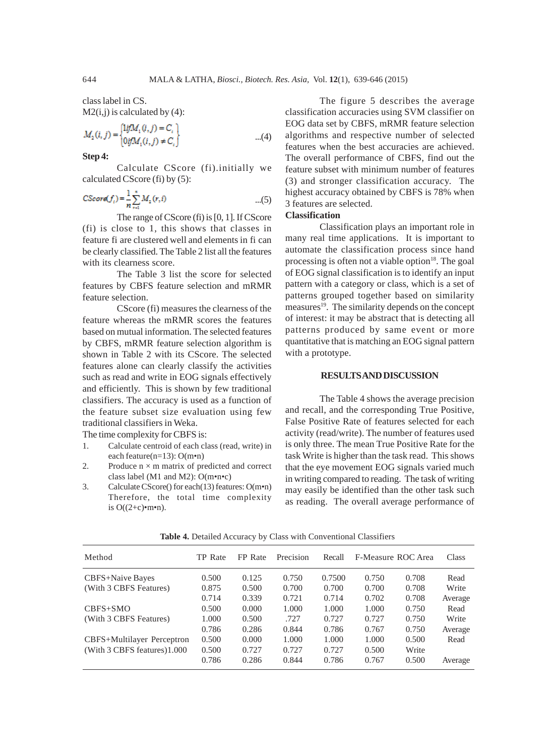class label in CS.

M2(i,j) is calculated by (4):

$$M_2(i,j) = \begin{cases} 1 \text{ if } M_1(i,j) = C_i \\ 0 \text{ if } M_1(i,j) \neq C_i \end{cases} \quad ...(4)$$

**Step 4:**

Calculate CScore (fi).initially we calculated CScore (fi) by (5):

$$CScore(f_i) = \frac{1}{n}\sum_{r=1}^{n} M_2(r,i) \quad ...(5)$$

The range of CScore (fi) is [0, 1]. If CScore (fi) is close to 1, this shows that classes in feature fi are clustered well and elements in fi can be clearly classified. The Table 2 list all the features with its clearness score.

The Table 3 list the score for selected features by CBFS feature selection and mRMR feature selection.

CScore (fi) measures the clearness of the feature whereas the mRMR scores the features based on mutual information. The selected features by CBFS, mRMR feature selection algorithm is shown in Table 2 with its CScore. The selected features alone can clearly classify the activities such as read and write in EOG signals effectively and efficiently. This is shown by few traditional classifiers. The accuracy is used as a function of the feature subset size evaluation using few traditional classifiers in Weka.

The time complexity for CBFS is:

1. Calculate centroid of each class (read, write) in each feature(n=13): O(m•n)
2. Produce n × m matrix of predicted and correct class label (M1 and M2): O(m•n•c)
3. Calculate CScore() for each(13) features: O(m•n) Therefore, the total time complexity is O((2+c)•m•n).

The figure 5 describes the average classification accuracies using SVM classifier on EOG data set by CBFS, mRMR feature selection algorithms and respective number of selected features when the best accuracies are achieved. The overall performance of CBFS, find out the feature subset with minimum number of features (3) and stronger classification accuracy. The highest accuracy obtained by CBFS is 78% when 3 features are selected.

### Classification

Classification plays an important role in many real time applications. It is important to automate the classification process since hand processing is often not a viable option[18]. The goal of EOG signal classification is to identify an input pattern with a category or class, which is a set of patterns grouped together based on similarity measures[19]. The similarity depends on the concept of interest: it may be abstract that is detecting all patterns produced by same event or more quantitative that is matching an EOG signal pattern with a prototype.

## RESULTS AND DISCUSSION

The Table 4 shows the average precision and recall, and the corresponding True Positive, False Positive Rate of features selected for each activity (read/write). The number of features used is only three. The mean True Positive Rate for the task Write is higher than the task read. This shows that the eye movement EOG signals varied much in writing compared to reading. The task of writing may easily be identified than the other task such as reading. The overall average performance of

**Table 4.** Detailed Accuracy by Class with Conventional Classifiers

| Method | TP Rate | FP Rate | Precision | Recall | F-Measure | ROC Area | Class |
|---|---|---|---|---|---|---|---|
| CBFS+Naive Bayes | 0.500 | 0.125 | 0.750 | 0.7500 | 0.750 | 0.708 | Read |
| (With 3 CBFS Features) | 0.875 | 0.500 | 0.700 | 0.700 | 0.700 | 0.708 | Write |
| | 0.714 | 0.339 | 0.721 | 0.714 | 0.702 | 0.708 | Average |
| CBFS+SMO | 0.500 | 0.000 | 1.000 | 1.000 | 1.000 | 0.750 | Read |
| (With 3 CBFS Features) | 1.000 | 0.500 | .727 | 0.727 | 0.727 | 0.750 | Write |
| | 0.786 | 0.286 | 0.844 | 0.786 | 0.767 | 0.750 | Average |
| CBFS+Multilayer Perceptron | 0.500 | 0.000 | 1.000 | 1.000 | 1.000 | 0.500 | Read |
| (With 3 CBFS features)1.000 | 0.500 | 0.727 | 0.727 | 0.727 | 0.500 | Write | |
| | 0.786 | 0.286 | 0.844 | 0.786 | 0.767 | 0.500 | Average |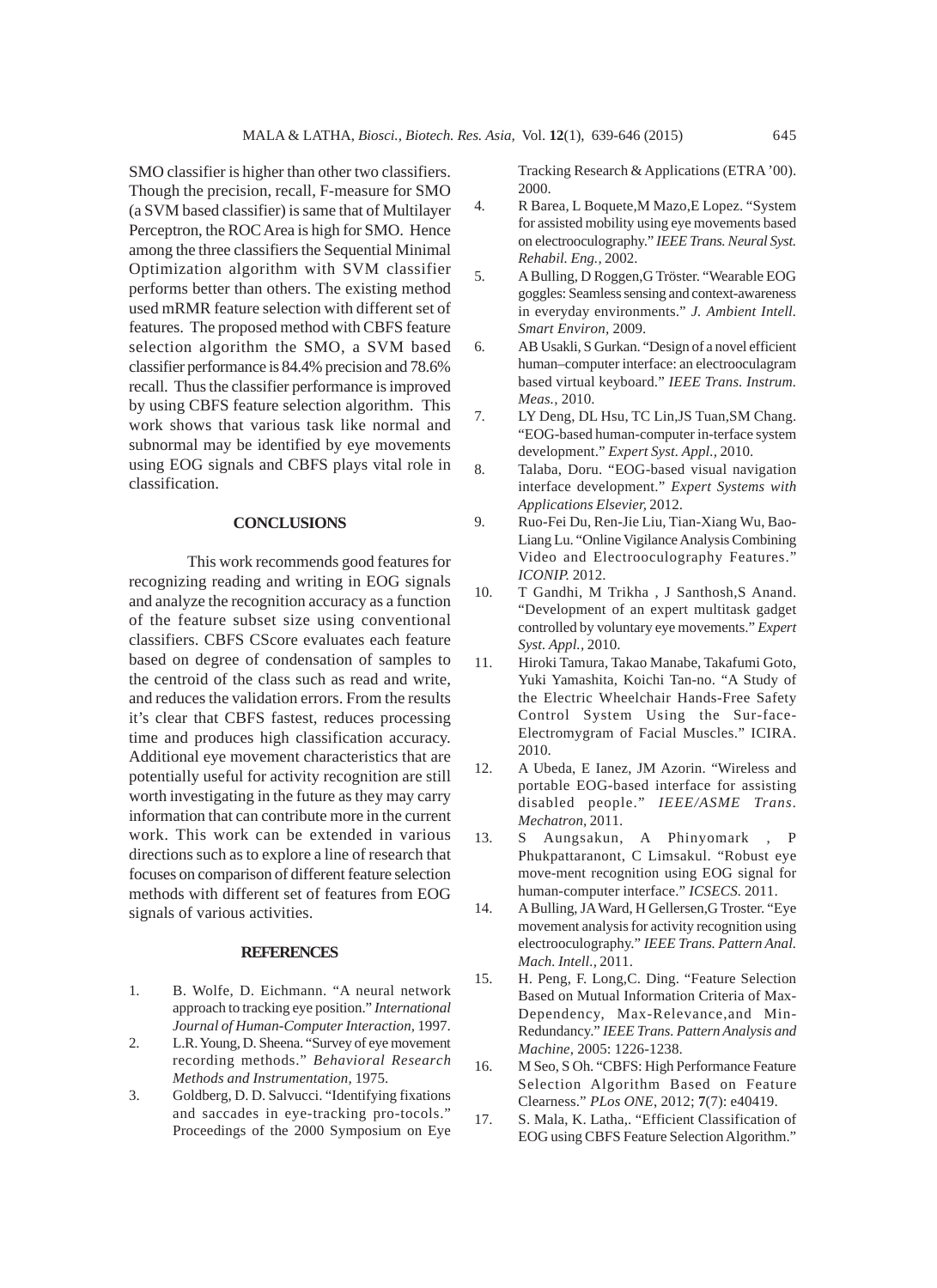SMO classifier is higher than other two classifiers. Though the precision, recall, F-measure for SMO (a SVM based classifier) is same that of Multilayer Perceptron, the ROC Area is high for SMO. Hence among the three classifiers the Sequential Minimal Optimization algorithm with SVM classifier performs better than others. The existing method used mRMR feature selection with different set of features. The proposed method with CBFS feature selection algorithm the SMO, a SVM based classifier performance is 84.4% precision and 78.6% recall. Thus the classifier performance is improved by using CBFS feature selection algorithm. This work shows that various task like normal and subnormal may be identified by eye movements using EOG signals and CBFS plays vital role in classification.

## CONCLUSIONS

This work recommends good features for recognizing reading and writing in EOG signals and analyze the recognition accuracy as a function of the feature subset size using conventional classifiers. CBFS CScore evaluates each feature based on degree of condensation of samples to the centroid of the class such as read and write, and reduces the validation errors. From the results it's clear that CBFS fastest, reduces processing time and produces high classification accuracy. Additional eye movement characteristics that are potentially useful for activity recognition are still worth investigating in the future as they may carry information that can contribute more in the current work. This work can be extended in various directions such as to explore a line of research that focuses on comparison of different feature selection methods with different set of features from EOG signals of various activities.

## REFERENCES

1. B. Wolfe, D. Eichmann. "A neural network approach to tracking eye position." *International Journal of Human-Computer Interaction,* 1997.
2. L.R. Young, D. Sheena. "Survey of eye movement recording methods." *Behavioral Research Methods and Instrumentation,* 1975.
3. Goldberg, D. D. Salvucci. "Identifying fixations and saccades in eye-tracking pro-tocols." Proceedings of the 2000 Symposium on Eye Tracking Research & Applications (ETRA '00). 2000.
4. R Barea, L Boquete,M Mazo,E Lopez. "System for assisted mobility using eye movements based on electrooculography." *IEEE Trans. Neural Syst. Rehabil. Eng.,* 2002.
5. A Bulling, D Roggen,G Tröster. "Wearable EOG goggles: Seamless sensing and context-awareness in everyday environments." *J. Ambient Intell. Smart Environ,* 2009.
6. AB Usakli, S Gurkan. "Design of a novel efficient human–computer interface: an electrooculagram based virtual keyboard." *IEEE Trans. Instrum. Meas.,* 2010.
7. LY Deng, DL Hsu, TC Lin,JS Tuan,SM Chang. "EOG-based human-computer in-terface system development." *Expert Syst. Appl.,* 2010.
8. Talaba, Doru. "EOG-based visual navigation interface development." *Expert Systems with Applications Elsevier,* 2012.
9. Ruo-Fei Du, Ren-Jie Liu, Tian-Xiang Wu, Bao-Liang Lu. "Online Vigilance Analysis Combining Video and Electrooculography Features." *ICONIP.* 2012.
10. T Gandhi, M Trikha , J Santhosh,S Anand. "Development of an expert multitask gadget controlled by voluntary eye movements." *Expert Syst. Appl.,* 2010.
11. Hiroki Tamura, Takao Manabe, Takafumi Goto, Yuki Yamashita, Koichi Tan-no. "A Study of the Electric Wheelchair Hands-Free Safety Control System Using the Sur-face-Electromygram of Facial Muscles." ICIRA. 2010.
12. A Ubeda, E Ianez, JM Azorin. "Wireless and portable EOG-based interface for assisting disabled people." *IEEE/ASME Trans. Mechatron,* 2011.
13. S Aungsakun, A Phinyomark , P Phukpattaranont, C Limsakul. "Robust eye move-ment recognition using EOG signal for human-computer interface." *ICSECS.* 2011.
14. A Bulling, JA Ward, H Gellersen,G Troster. "Eye movement analysis for activity recognition using electrooculography." *IEEE Trans. Pattern Anal. Mach. Intell.,* 2011.
15. H. Peng, F. Long,C. Ding. "Feature Selection Based on Mutual Information Criteria of Max-Dependency, Max-Relevance,and Min-Redundancy." *IEEE Trans. Pattern Analysis and Machine,* 2005: 1226-1238.
16. M Seo, S Oh. "CBFS: High Performance Feature Selection Algorithm Based on Feature Clearness." *PLos ONE,* 2012; **7**(7): e40419.
17. S. Mala, K. Latha,. "Efficient Classification of EOG using CBFS Feature Selection Algorithm."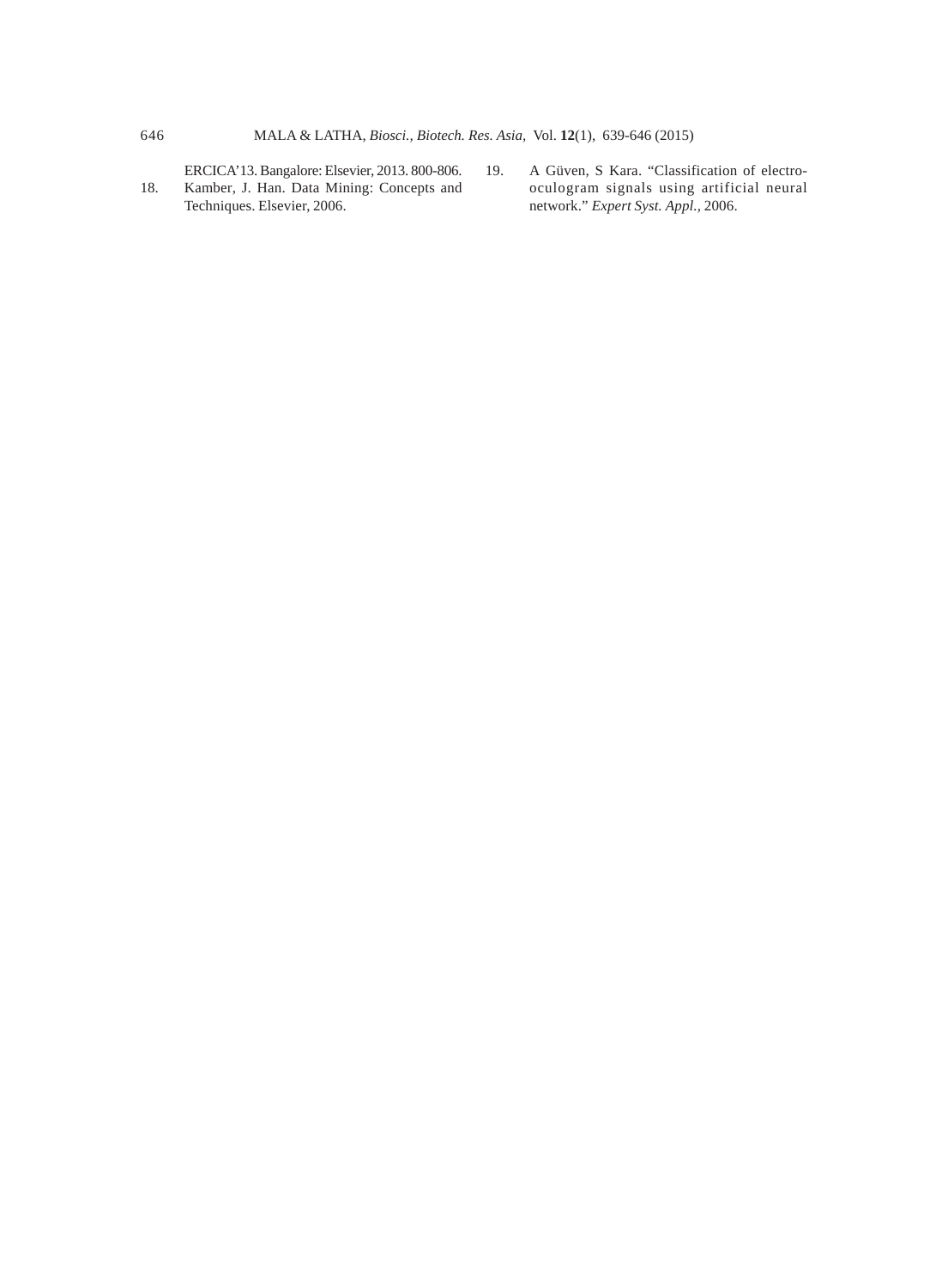ERCICA'13. Bangalore: Elsevier, 2013. 800-806.

18. Kamber, J. Han. Data Mining: Concepts and Techniques. Elsevier, 2006.

19. A Güven, S Kara. "Classification of electro-oculogram signals using artificial neural network." *Expert Syst. Appl.*, 2006.